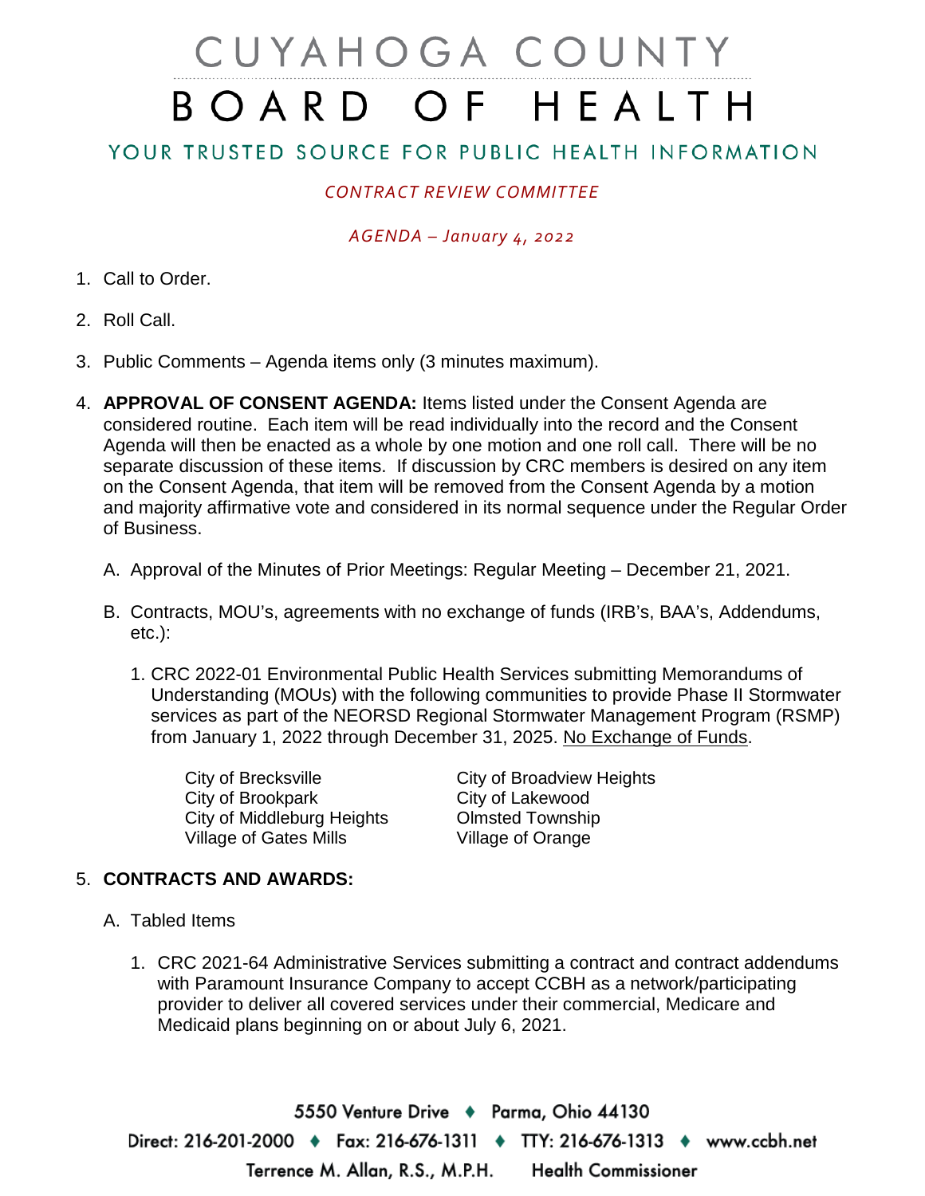# CUYAHOGA COUNTY BOARD OF HEALTH

## YOUR TRUSTED SOURCE FOR PUBLIC HEALTH INFORMATION

*CONTRACT REVIEW COMMITTEE*

*AGENDA – January 4, 2022*

1. Call to Order.
2. Roll Call.
3. Public Comments – Agenda items only (3 minutes maximum).
4. **APPROVAL OF CONSENT AGENDA:** Items listed under the Consent Agenda are considered routine. Each item will be read individually into the record and the Consent Agenda will then be enacted as a whole by one motion and one roll call. There will be no separate discussion of these items. If discussion by CRC members is desired on any item on the Consent Agenda, that item will be removed from the Consent Agenda by a motion and majority affirmative vote and considered in its normal sequence under the Regular Order of Business.

   A. Approval of the Minutes of Prior Meetings: Regular Meeting – December 21, 2021.

   B. Contracts, MOU's, agreements with no exchange of funds (IRB's, BAA's, Addendums, etc.):

      1. CRC 2022-01 Environmental Public Health Services submitting Memorandums of Understanding (MOUs) with the following communities to provide Phase II Stormwater services as part of the NEORSD Regional Stormwater Management Program (RSMP) from January 1, 2022 through December 31, 2025. No Exchange of Funds.

         City of Brecksville
         City of Brookpark
         City of Middleburg Heights
         Village of Gates Mills
         City of Broadview Heights
         City of Lakewood
         Olmsted Township
         Village of Orange

5. **CONTRACTS AND AWARDS:**

   A. Tabled Items

      1. CRC 2021-64 Administrative Services submitting a contract and contract addendums with Paramount Insurance Company to accept CCBH as a network/participating provider to deliver all covered services under their commercial, Medicare and Medicaid plans beginning on or about July 6, 2021.

5550 Venture Drive ♦ Parma, Ohio 44130
Direct: 216-201-2000 ♦ Fax: 216-676-1311 ♦ TTY: 216-676-1313 ♦ www.ccbh.net
Terrence M. Allan, R.S., M.P.H. Health Commissioner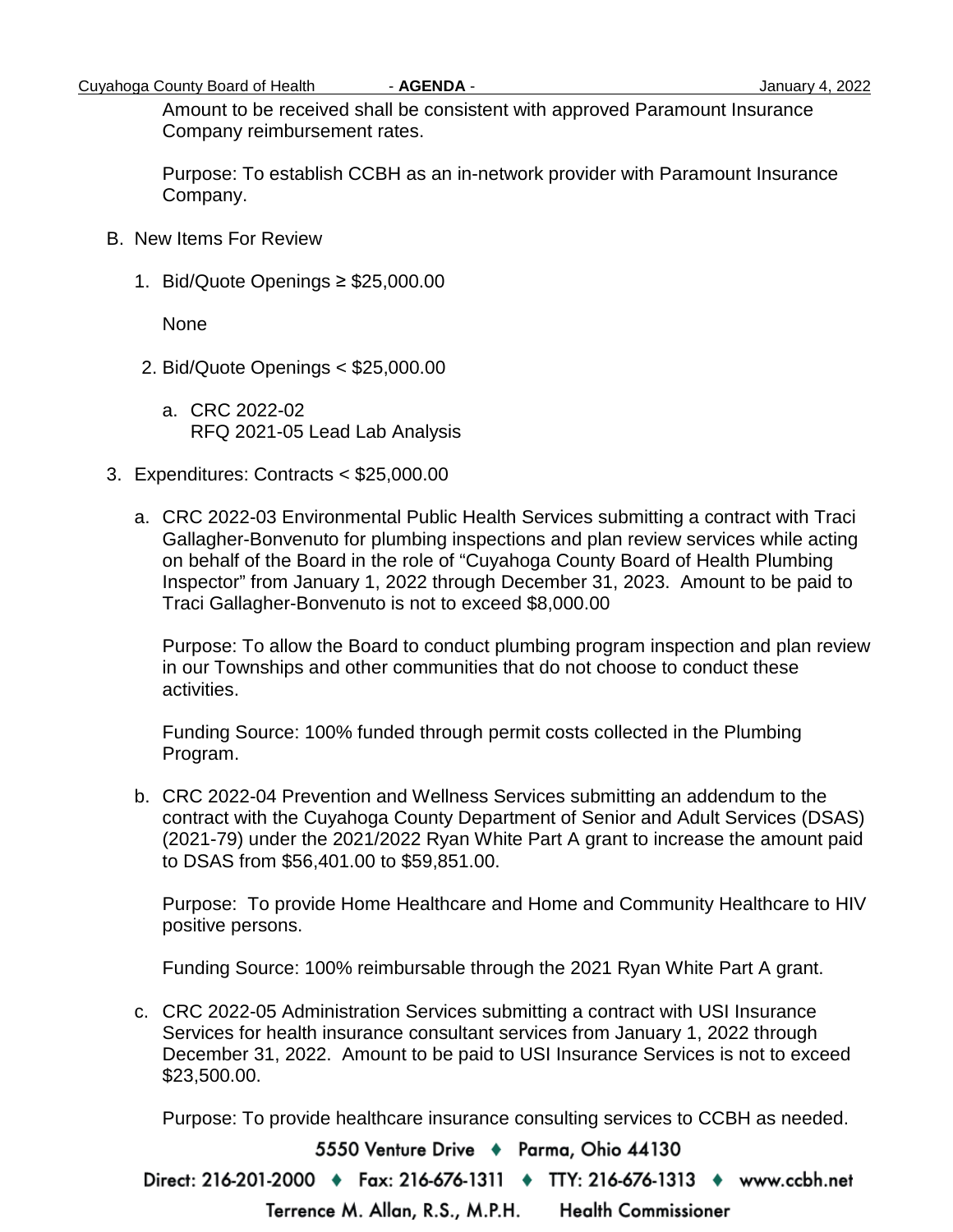Amount to be received shall be consistent with approved Paramount Insurance Company reimbursement rates.

Purpose: To establish CCBH as an in-network provider with Paramount Insurance Company.

B. New Items For Review

1. Bid/Quote Openings ≥ $25,000.00

None

2. Bid/Quote Openings < $25,000.00

a. CRC 2022-02
RFQ 2021-05 Lead Lab Analysis

3. Expenditures: Contracts < $25,000.00

a. CRC 2022-03 Environmental Public Health Services submitting a contract with Traci Gallagher-Bonvenuto for plumbing inspections and plan review services while acting on behalf of the Board in the role of "Cuyahoga County Board of Health Plumbing Inspector" from January 1, 2022 through December 31, 2023. Amount to be paid to Traci Gallagher-Bonvenuto is not to exceed $8,000.00

Purpose: To allow the Board to conduct plumbing program inspection and plan review in our Townships and other communities that do not choose to conduct these activities.

Funding Source: 100% funded through permit costs collected in the Plumbing Program.

b. CRC 2022-04 Prevention and Wellness Services submitting an addendum to the contract with the Cuyahoga County Department of Senior and Adult Services (DSAS) (2021-79) under the 2021/2022 Ryan White Part A grant to increase the amount paid to DSAS from $56,401.00 to $59,851.00.

Purpose: To provide Home Healthcare and Home and Community Healthcare to HIV positive persons.

Funding Source: 100% reimbursable through the 2021 Ryan White Part A grant.

c. CRC 2022-05 Administration Services submitting a contract with USI Insurance Services for health insurance consultant services from January 1, 2022 through December 31, 2022. Amount to be paid to USI Insurance Services is not to exceed $23,500.00.

Purpose: To provide healthcare insurance consulting services to CCBH as needed.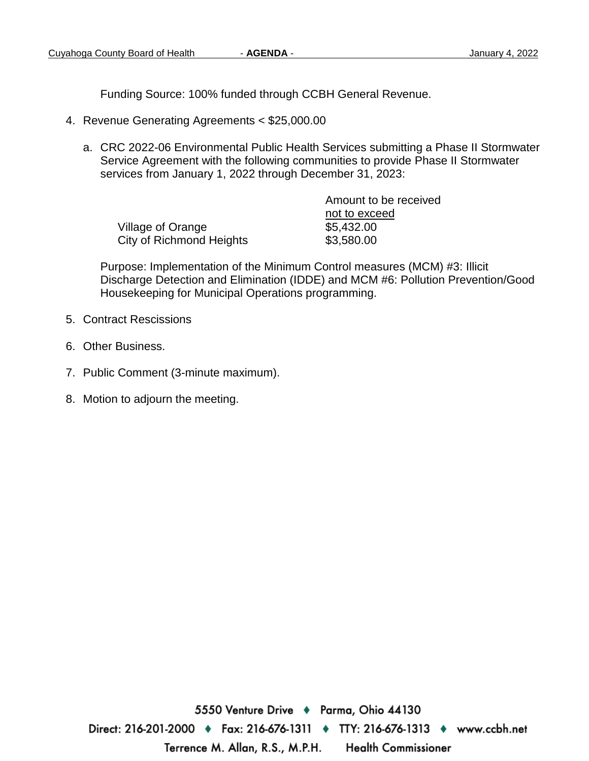Funding Source: 100% funded through CCBH General Revenue.

4. Revenue Generating Agreements < $25,000.00

   a. CRC 2022-06 Environmental Public Health Services submitting a Phase II Stormwater Service Agreement with the following communities to provide Phase II Stormwater services from January 1, 2022 through December 31, 2023:

| | Amount to be received not to exceed |
|---|---|
| Village of Orange | $5,432.00 |
| City of Richmond Heights | $3,580.00 |

   Purpose: Implementation of the Minimum Control measures (MCM) #3: Illicit Discharge Detection and Elimination (IDDE) and MCM #6: Pollution Prevention/Good Housekeeping for Municipal Operations programming.

5. Contract Rescissions

6. Other Business.

7. Public Comment (3-minute maximum).

8. Motion to adjourn the meeting.